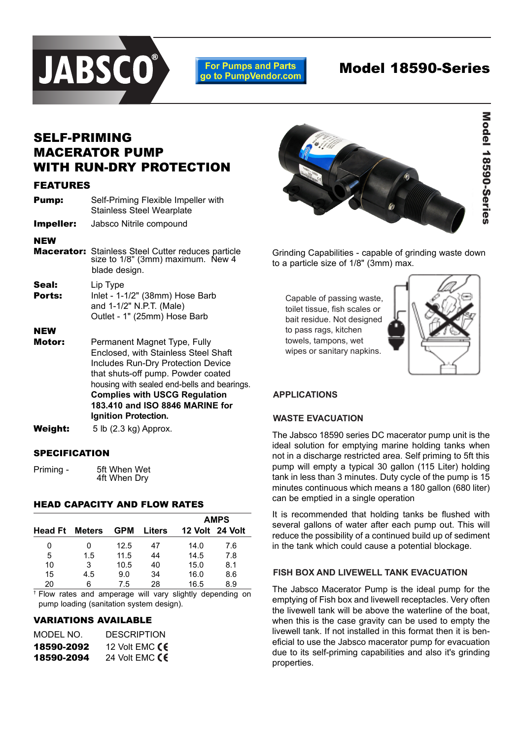JABSCO®

For Pumps and Parts go to PumpVendor.com

# Model 18590-Series

## SELF-PRIMING MACERATOR PUMP WITH RUN-DRY PROTECTION

### FEATURES

**Pump:** Self-Priming Flexible Impeller with Stainless Steel Wearplate

**Impeller:** Jabsco Nitrile compound

**NEW Macerator:** Stainless Steel Cutter reduces particle size to 1/8" (3mm) maximum. New 4 blade design.

**Seal:** Lip Type

**Ports:** Inlet - 1-1/2" (38mm) Hose Barb and 1-1/2" N.P.T. (Male)
Outlet - 1" (25mm) Hose Barb

**NEW Motor:** Permanent Magnet Type, Fully Enclosed, with Stainless Steel Shaft Includes Run-Dry Protection Device that shuts-off pump. Powder coated housing with sealed end-bells and bearings. **Complies with USCG Regulation 183.410 and ISO 8846 MARINE for Ignition Protection.**

**Weight:** 5 lb (2.3 kg) Approx.

### SPECIFICATION

Priming - 5ft When Wet
4ft When Dry

### HEAD CAPACITY AND FLOW RATES

| | | | | AMPS | |
|---|---|---|---|---|---|
| Head Ft | Meters | GPM | Liters | 12 Volt | 24 Volt |
| 0 | 0 | 12.5 | 47 | 14.0 | 7.6 |
| 5 | 1.5 | 11.5 | 44 | 14.5 | 7.8 |
| 10 | 3 | 10.5 | 40 | 15.0 | 8.1 |
| 15 | 4.5 | 9.0 | 34 | 16.0 | 8.6 |
| 20 | 6 | 7.5 | 28 | 16.5 | 8.9 |

† Flow rates and amperage will vary slightly depending on pump loading (sanitation system design).

### VARIATIONS AVAILABLE

| MODEL NO. | DESCRIPTION |
|---|---|
| **18590-2092** | 12 Volt EMC CE |
| **18590-2094** | 24 Volt EMC CE |

Grinding Capabilities - capable of grinding waste down to a particle size of 1/8" (3mm) max.

Capable of passing waste, toilet tissue, fish scales or bait residue. Not designed to pass rags, kitchen towels, tampons, wet wipes or sanitary napkins.

### APPLICATIONS

#### WASTE EVACUATION

The Jabsco 18590 series DC macerator pump unit is the ideal solution for emptying marine holding tanks when not in a discharge restricted area. Self priming to 5ft this pump will empty a typical 30 gallon (115 Liter) holding tank in less than 3 minutes. Duty cycle of the pump is 15 minutes continuous which means a 180 gallon (680 liter) can be emptied in a single operation

It is recommended that holding tanks be flushed with several gallons of water after each pump out. This will reduce the possibility of a continued build up of sediment in the tank which could cause a potential blockage.

#### FISH BOX AND LIVEWELL TANK EVACUATION

The Jabsco Macerator Pump is the ideal pump for the emptying of Fish box and livewell receptacles. Very often the livewell tank will be above the waterline of the boat, when this is the case gravity can be used to empty the livewell tank. If not installed in this format then it is beneficial to use the Jabsco macerator pump for evacuation due to its self-priming capabilities and also it's grinding properties.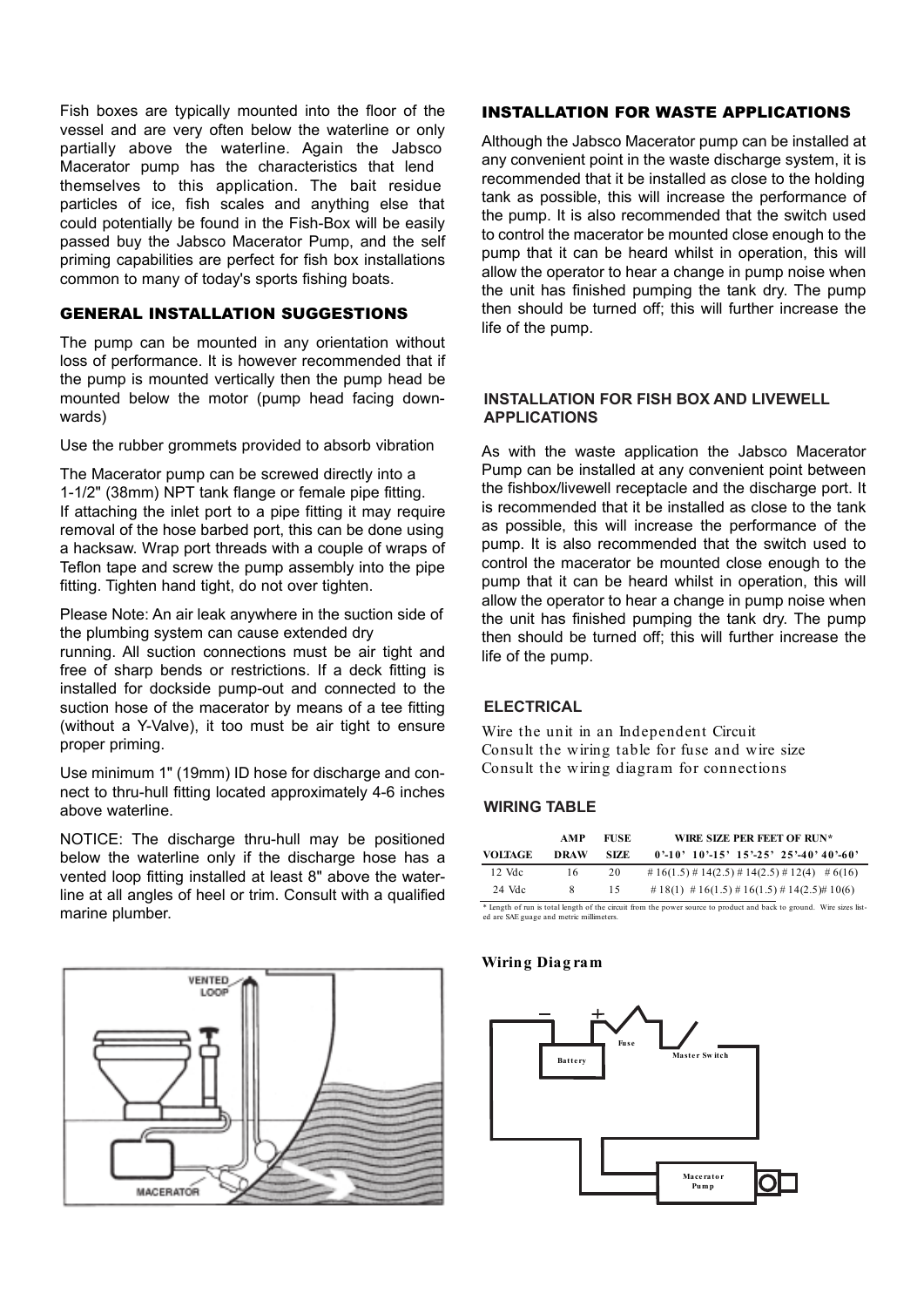Fish boxes are typically mounted into the floor of the vessel and are very often below the waterline or only partially above the waterline. Again the Jabsco Macerator pump has the characteristics that lend themselves to this application. The bait residue particles of ice, fish scales and anything else that could potentially be found in the Fish-Box will be easily passed buy the Jabsco Macerator Pump, and the self priming capabilities are perfect for fish box installations common to many of today's sports fishing boats.

## GENERAL INSTALLATION SUGGESTIONS

The pump can be mounted in any orientation without loss of performance. It is however recommended that if the pump is mounted vertically then the pump head be mounted below the motor (pump head facing downwards)

Use the rubber grommets provided to absorb vibration

The Macerator pump can be screwed directly into a 1-1/2" (38mm) NPT tank flange or female pipe fitting. If attaching the inlet port to a pipe fitting it may require removal of the hose barbed port, this can be done using a hacksaw. Wrap port threads with a couple of wraps of Teflon tape and screw the pump assembly into the pipe fitting. Tighten hand tight, do not over tighten.

Please Note: An air leak anywhere in the suction side of the plumbing system can cause extended dry running. All suction connections must be air tight and free of sharp bends or restrictions. If a deck fitting is installed for dockside pump-out and connected to the suction hose of the macerator by means of a tee fitting (without a Y-Valve), it too must be air tight to ensure proper priming.

Use minimum 1" (19mm) ID hose for discharge and connect to thru-hull fitting located approximately 4-6 inches above waterline.

NOTICE: The discharge thru-hull may be positioned below the waterline only if the discharge hose has a vented loop fitting installed at least 8" above the waterline at all angles of heel or trim. Consult with a qualified marine plumber.

## INSTALLATION FOR WASTE APPLICATIONS

Although the Jabsco Macerator pump can be installed at any convenient point in the waste discharge system, it is recommended that it be installed as close to the holding tank as possible, this will increase the performance of the pump. It is also recommended that the switch used to control the macerator be mounted close enough to the pump that it can be heard whilst in operation, this will allow the operator to hear a change in pump noise when the unit has finished pumping the tank dry. The pump then should be turned off; this will further increase the life of the pump.

## INSTALLATION FOR FISH BOX AND LIVEWELL APPLICATIONS

As with the waste application the Jabsco Macerator Pump can be installed at any convenient point between the fishbox/livewell receptacle and the discharge port. It is recommended that it be installed as close to the tank as possible, this will increase the performance of the pump. It is also recommended that the switch used to control the macerator be mounted close enough to the pump that it can be heard whilst in operation, this will allow the operator to hear a change in pump noise when the unit has finished pumping the tank dry. The pump then should be turned off; this will further increase the life of the pump.

## ELECTRICAL

Wire the unit in an Independent Circuit
Consult the wiring table for fuse and wire size
Consult the wiring diagram for connections

## WIRING TABLE

| VOLTAGE | AMP DRAW | FUSE SIZE | WIRE SIZE PER FEET OF RUN* | | | | |
|---|---|---|---|---|---|---|---|
| | | | 0'-10' | 10'-15' | 15'-25' | 25'-40' | 40'-60' |
| 12 Vdc | 16 | 20 | # 16(1.5) | # 14(2.5) | # 14(2.5) | # 12(4) | # 6(16) |
| 24 Vdc | 8 | 15 | # 18(1) | # 16(1.5) | # 16(1.5) | # 14(2.5) | # 10(6) |

* Length of run is total length of the circuit from the power source to product and back to ground. Wire sizes listed are SAE guage and metric millimeters.

**Wiring Diagram**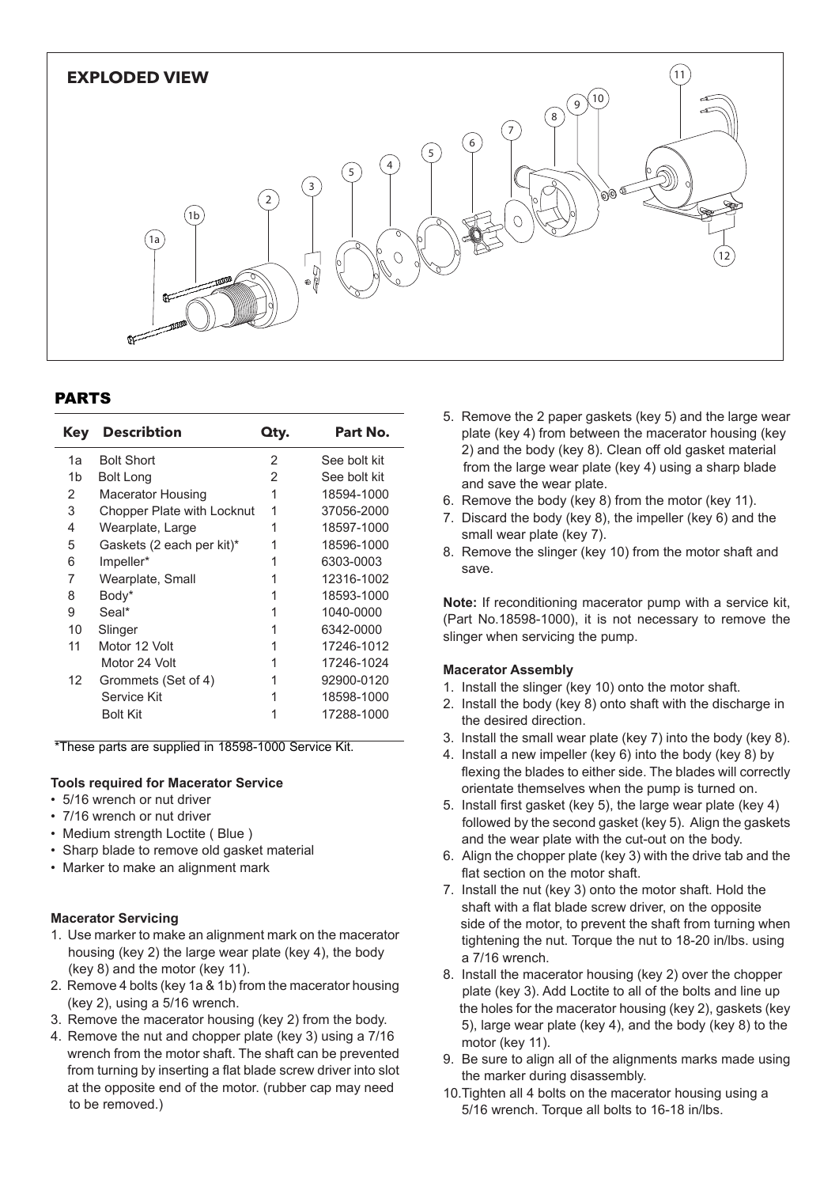## EXPLODED VIEW

## PARTS

| Key | Describtion | Qty. | Part No. |
|---|---|---|---|
| 1a | Bolt Short | 2 | See bolt kit |
| 1b | Bolt Long | 2 | See bolt kit |
| 2 | Macerator Housing | 1 | 18594-1000 |
| 3 | Chopper Plate with Locknut | 1 | 37056-2000 |
| 4 | Wearplate, Large | 1 | 18597-1000 |
| 5 | Gaskets (2 each per kit)* | 1 | 18596-1000 |
| 6 | Impeller* | 1 | 6303-0003 |
| 7 | Wearplate, Small | 1 | 12316-1002 |
| 8 | Body* | 1 | 18593-1000 |
| 9 | Seal* | 1 | 1040-0000 |
| 10 | Slinger | 1 | 6342-0000 |
| 11 | Motor 12 Volt | 1 | 17246-1012 |
| | Motor 24 Volt | 1 | 17246-1024 |
| 12 | Grommets (Set of 4) | 1 | 92900-0120 |
| | Service Kit | 1 | 18598-1000 |
| | Bolt Kit | 1 | 17288-1000 |

*These parts are supplied in 18598-1000 Service Kit.

**Tools required for Macerator Service**

- 5/16 wrench or nut driver
- 7/16 wrench or nut driver
- Medium strength Loctite ( Blue )
- Sharp blade to remove old gasket material
- Marker to make an alignment mark

**Macerator Servicing**

1. Use marker to make an alignment mark on the macerator housing (key 2) the large wear plate (key 4), the body (key 8) and the motor (key 11).
2. Remove 4 bolts (key 1a & 1b) from the macerator housing (key 2), using a 5/16 wrench.
3. Remove the macerator housing (key 2) from the body.
4. Remove the nut and chopper plate (key 3) using a 7/16 wrench from the motor shaft. The shaft can be prevented from turning by inserting a flat blade screw driver into slot at the opposite end of the motor. (rubber cap may need to be removed.)
5. Remove the 2 paper gaskets (key 5) and the large wear plate (key 4) from between the macerator housing (key 2) and the body (key 8). Clean off old gasket material from the large wear plate (key 4) using a sharp blade and save the wear plate.
6. Remove the body (key 8) from the motor (key 11).
7. Discard the body (key 8), the impeller (key 6) and the small wear plate (key 7).
8. Remove the slinger (key 10) from the motor shaft and save.

**Note:** If reconditioning macerator pump with a service kit, (Part No.18598-1000), it is not necessary to remove the slinger when servicing the pump.

**Macerator Assembly**

1. Install the slinger (key 10) onto the motor shaft.
2. Install the body (key 8) onto shaft with the discharge in the desired direction.
3. Install the small wear plate (key 7) into the body (key 8).
4. Install a new impeller (key 6) into the body (key 8) by flexing the blades to either side. The blades will correctly orientate themselves when the pump is turned on.
5. Install first gasket (key 5), the large wear plate (key 4) followed by the second gasket (key 5). Align the gaskets and the wear plate with the cut-out on the body.
6. Align the chopper plate (key 3) with the drive tab and the flat section on the motor shaft.
7. Install the nut (key 3) onto the motor shaft. Hold the shaft with a flat blade screw driver, on the opposite side of the motor, to prevent the shaft from turning when tightening the nut. Torque the nut to 18-20 in/lbs. using a 7/16 wrench.
8. Install the macerator housing (key 2) over the chopper plate (key 3). Add Loctite to all of the bolts and line up the holes for the macerator housing (key 2), gaskets (key 5), large wear plate (key 4), and the body (key 8) to the motor (key 11).
9. Be sure to align all of the alignments marks made using the marker during disassembly.
10. Tighten all 4 bolts on the macerator housing using a 5/16 wrench. Torque all bolts to 16-18 in/lbs.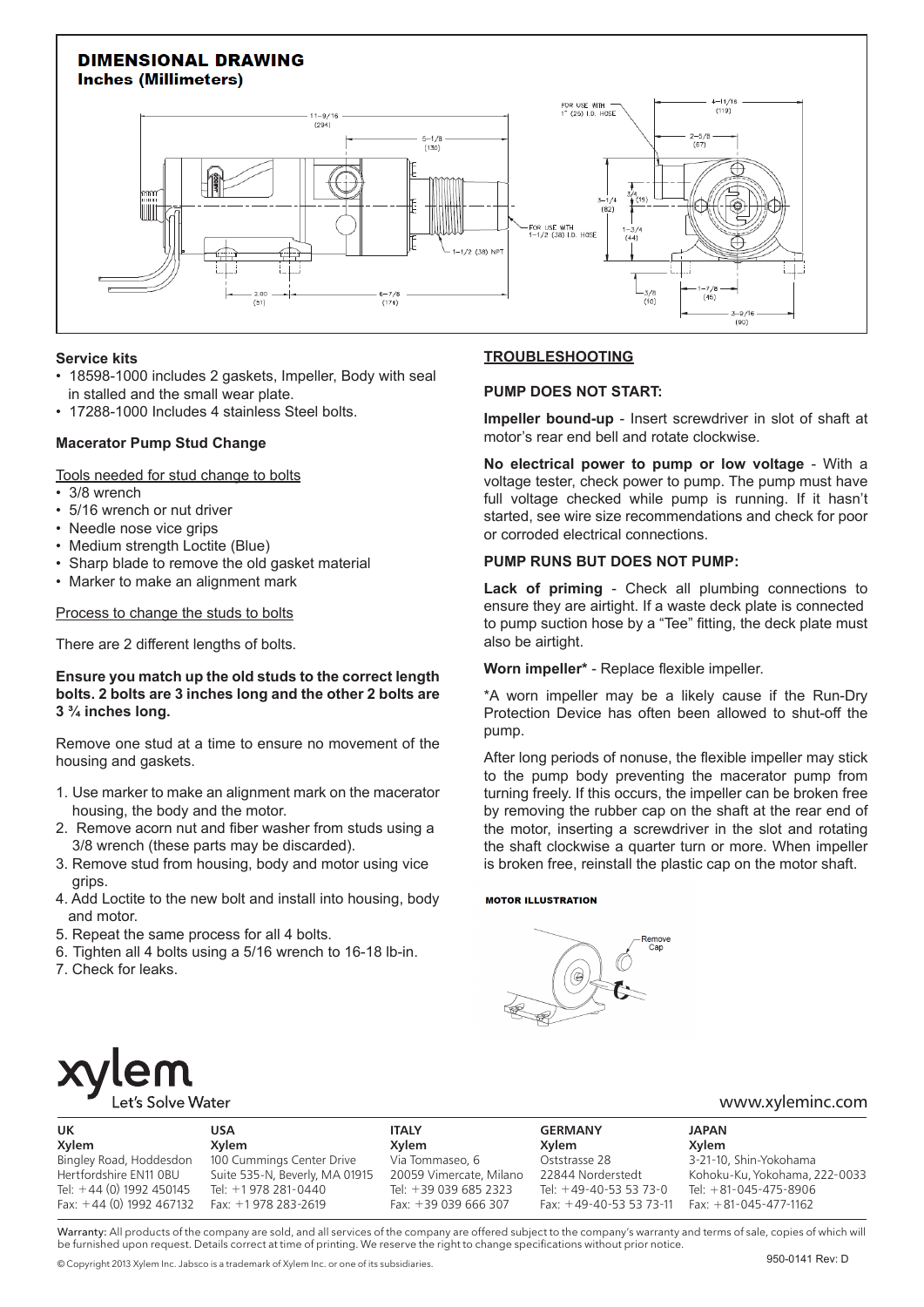## DIMENSIONAL DRAWING
**Inches (Millimeters)**

11-9/16 (294)
5-1/8 (130)
2.00 (51)
6-7/8 (174)
1-1/2 (38) NPT
FOR USE WITH 1-1/2 (38) I.D. HOSE
FOR USE WITH 1" (25) I.D. HOSE
4-11/16 (119)
2-5/8 (67)
3-1/4 (82)
3/4 (19)
1-3/4 (44)
3/8 (10)
1-7/8 (48)
3-9/16 (90)

**Service kits**

- 18598-1000 includes 2 gaskets, Impeller, Body with seal in stalled and the small wear plate.
- 17288-1000 Includes 4 stainless Steel bolts.

**Macerator Pump Stud Change**

Tools needed for stud change to bolts

- 3/8 wrench
- 5/16 wrench or nut driver
- Needle nose vice grips
- Medium strength Loctite (Blue)
- Sharp blade to remove the old gasket material
- Marker to make an alignment mark

Process to change the studs to bolts

There are 2 different lengths of bolts.

**Ensure you match up the old studs to the correct length bolts. 2 bolts are 3 inches long and the other 2 bolts are 3 ¾ inches long.**

Remove one stud at a time to ensure no movement of the housing and gaskets.

1. Use marker to make an alignment mark on the macerator housing, the body and the motor.
2. Remove acorn nut and fiber washer from studs using a 3/8 wrench (these parts may be discarded).
3. Remove stud from housing, body and motor using vice grips.
4. Add Loctite to the new bolt and install into housing, body and motor.
5. Repeat the same process for all 4 bolts.
6. Tighten all 4 bolts using a 5/16 wrench to 16-18 lb-in.
7. Check for leaks.

**TROUBLESHOOTING**

**PUMP DOES NOT START:**

**Impeller bound-up** - Insert screwdriver in slot of shaft at motor's rear end bell and rotate clockwise.

**No electrical power to pump or low voltage** - With a voltage tester, check power to pump. The pump must have full voltage checked while pump is running. If it hasn't started, see wire size recommendations and check for poor or corroded electrical connections.

**PUMP RUNS BUT DOES NOT PUMP:**

**Lack of priming** - Check all plumbing connections to ensure they are airtight. If a waste deck plate is connected to pump suction hose by a "Tee" fitting, the deck plate must also be airtight.

**Worn impeller*** - Replace flexible impeller.

*A worn impeller may be a likely cause if the Run-Dry Protection Device has often been allowed to shut-off the pump.

After long periods of nonuse, the flexible impeller may stick to the pump body preventing the macerator pump from turning freely. If this occurs, the impeller can be broken free by removing the rubber cap on the shaft at the rear end of the motor, inserting a screwdriver in the slot and rotating the shaft clockwise a quarter turn or more. When impeller is broken free, reinstall the plastic cap on the motor shaft.

**MOTOR ILLUSTRATION**

Remove Cap

xylem
Let's Solve Water

www.xyleminc.com

| UK | USA | ITALY | GERMANY | JAPAN |
|---|---|---|---|---|
| Xylem | Xylem | Xylem | Xylem | Xylem |
| Bingley Road, Hoddesdon | 100 Cummings Center Drive | Via Tommaseo, 6 | Oststrasse 28 | 3-21-10, Shin-Yokohama |
| Hertfordshire EN11 0BU | Suite 535-N, Beverly, MA 01915 | 20059 Vimercate, Milano | 22844 Norderstedt | Kohoku-Ku, Yokohama, 222-0033 |
| Tel: +44 (0) 1992 450145 | Tel: +1 978 281-0440 | Tel: +39 039 685 2323 | Tel: +49-40-53 53 73-0 | Tel: +81-045-475-8906 |
| Fax: +44 (0) 1992 467132 | Fax: +1 978 283-2619 | Fax: +39 039 666 307 | Fax: +49-40-53 53 73-11 | Fax: +81-045-477-1162 |

Warranty: All products of the company are sold, and all services of the company are offered subject to the company's warranty and terms of sale, copies of which will be furnished upon request. Details correct at time of printing. We reserve the right to change specifications without prior notice.

© Copyright 2013 Xylem Inc. Jabsco is a trademark of Xylem Inc. or one of its subsidiaries.

950-0141 Rev: D